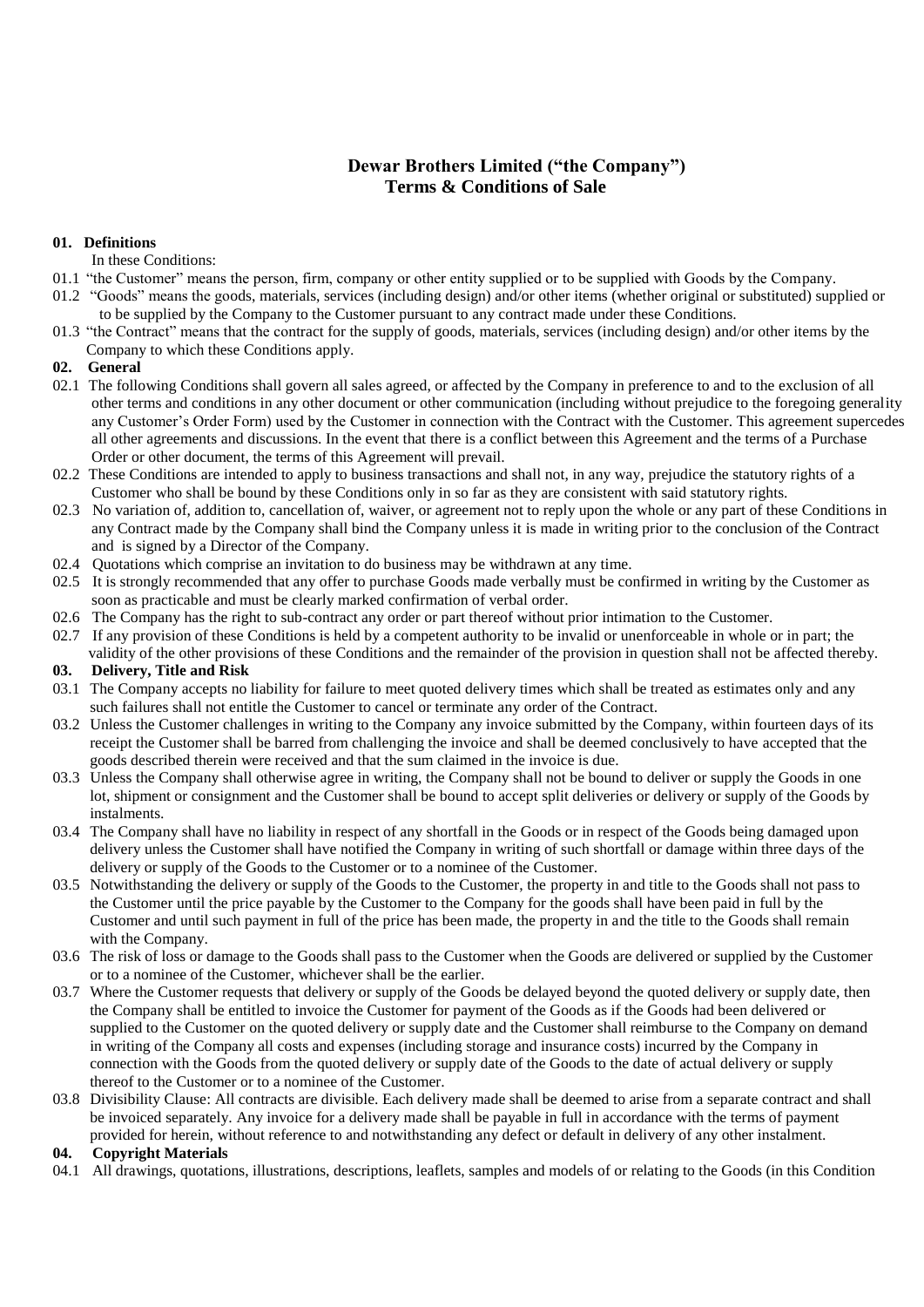# Dewar Brothers Limited ("the Company")
## Terms & Conditions of Sale

**01. Definitions**

In these Conditions:

01.1 "the Customer" means the person, firm, company or other entity supplied or to be supplied with Goods by the Company.

01.2 "Goods" means the goods, materials, services (including design) and/or other items (whether original or substituted) supplied or to be supplied by the Company to the Customer pursuant to any contract made under these Conditions.

01.3 "the Contract" means that the contract for the supply of goods, materials, services (including design) and/or other items by the Company to which these Conditions apply.

**02. General**

02.1 The following Conditions shall govern all sales agreed, or affected by the Company in preference to and to the exclusion of all other terms and conditions in any other document or other communication (including without prejudice to the foregoing generality any Customer's Order Form) used by the Customer in connection with the Contract with the Customer. This agreement supercedes all other agreements and discussions. In the event that there is a conflict between this Agreement and the terms of a Purchase Order or other document, the terms of this Agreement will prevail.

02.2 These Conditions are intended to apply to business transactions and shall not, in any way, prejudice the statutory rights of a Customer who shall be bound by these Conditions only in so far as they are consistent with said statutory rights.

02.3 No variation of, addition to, cancellation of, waiver, or agreement not to reply upon the whole or any part of these Conditions in any Contract made by the Company shall bind the Company unless it is made in writing prior to the conclusion of the Contract and is signed by a Director of the Company.

02.4 Quotations which comprise an invitation to do business may be withdrawn at any time.

02.5 It is strongly recommended that any offer to purchase Goods made verbally must be confirmed in writing by the Customer as soon as practicable and must be clearly marked confirmation of verbal order.

02.6 The Company has the right to sub-contract any order or part thereof without prior intimation to the Customer.

02.7 If any provision of these Conditions is held by a competent authority to be invalid or unenforceable in whole or in part; the validity of the other provisions of these Conditions and the remainder of the provision in question shall not be affected thereby.

**03. Delivery, Title and Risk**

03.1 The Company accepts no liability for failure to meet quoted delivery times which shall be treated as estimates only and any such failures shall not entitle the Customer to cancel or terminate any order of the Contract.

03.2 Unless the Customer challenges in writing to the Company any invoice submitted by the Company, within fourteen days of its receipt the Customer shall be barred from challenging the invoice and shall be deemed conclusively to have accepted that the goods described therein were received and that the sum claimed in the invoice is due.

03.3 Unless the Company shall otherwise agree in writing, the Company shall not be bound to deliver or supply the Goods in one lot, shipment or consignment and the Customer shall be bound to accept split deliveries or delivery or supply of the Goods by instalments.

03.4 The Company shall have no liability in respect of any shortfall in the Goods or in respect of the Goods being damaged upon delivery unless the Customer shall have notified the Company in writing of such shortfall or damage within three days of the delivery or supply of the Goods to the Customer or to a nominee of the Customer.

03.5 Notwithstanding the delivery or supply of the Goods to the Customer, the property in and title to the Goods shall not pass to the Customer until the price payable by the Customer to the Company for the goods shall have been paid in full by the Customer and until such payment in full of the price has been made, the property in and the title to the Goods shall remain with the Company.

03.6 The risk of loss or damage to the Goods shall pass to the Customer when the Goods are delivered or supplied by the Customer or to a nominee of the Customer, whichever shall be the earlier.

03.7 Where the Customer requests that delivery or supply of the Goods be delayed beyond the quoted delivery or supply date, then the Company shall be entitled to invoice the Customer for payment of the Goods as if the Goods had been delivered or supplied to the Customer on the quoted delivery or supply date and the Customer shall reimburse to the Company on demand in writing of the Company all costs and expenses (including storage and insurance costs) incurred by the Company in connection with the Goods from the quoted delivery or supply date of the Goods to the date of actual delivery or supply thereof to the Customer or to a nominee of the Customer.

03.8 Divisibility Clause: All contracts are divisible. Each delivery made shall be deemed to arise from a separate contract and shall be invoiced separately. Any invoice for a delivery made shall be payable in full in accordance with the terms of payment provided for herein, without reference to and notwithstanding any defect or default in delivery of any other instalment.

**04. Copyright Materials**

04.1 All drawings, quotations, illustrations, descriptions, leaflets, samples and models of or relating to the Goods (in this Condition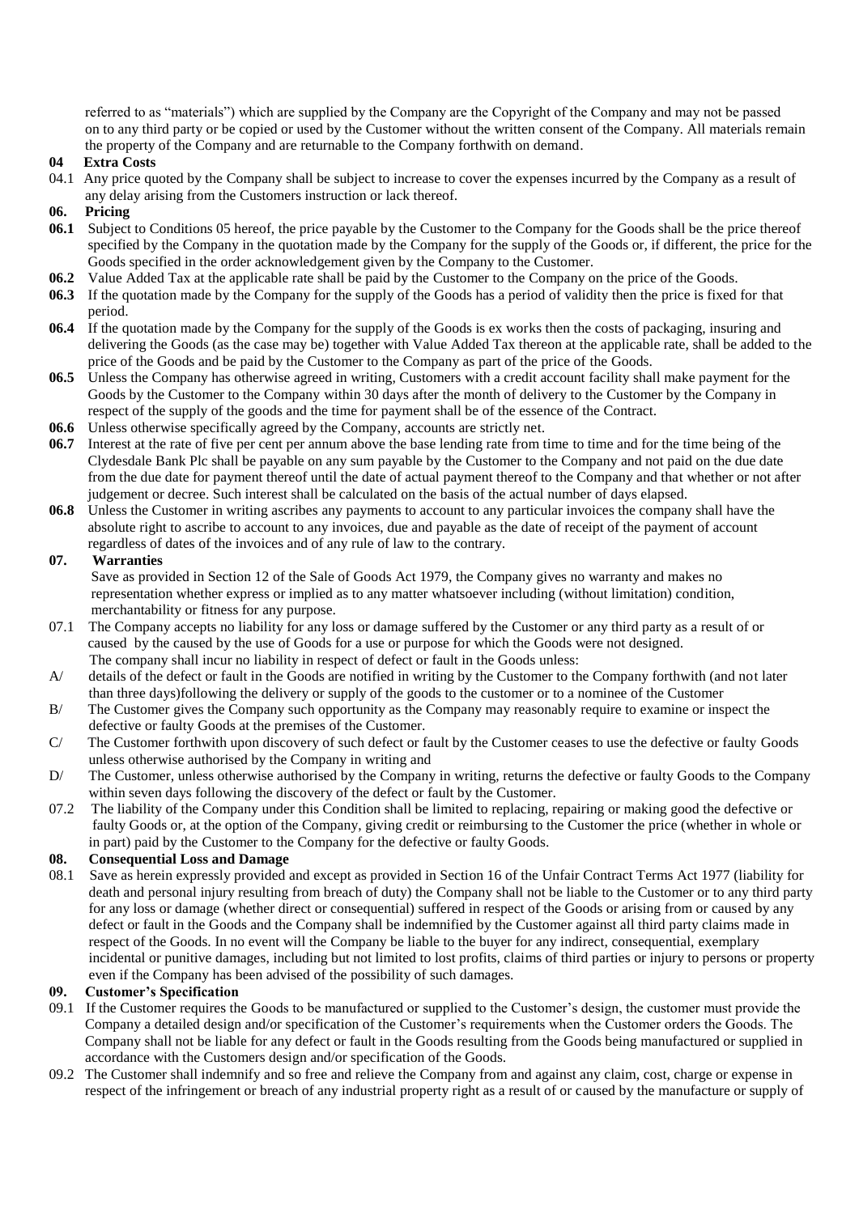referred to as "materials") which are supplied by the Company are the Copyright of the Company and may not be passed on to any third party or be copied or used by the Customer without the written consent of the Company. All materials remain the property of the Company and are returnable to the Company forthwith on demand.

**04 Extra Costs**

04.1 Any price quoted by the Company shall be subject to increase to cover the expenses incurred by the Company as a result of any delay arising from the Customers instruction or lack thereof.

**06. Pricing**

**06.1** Subject to Conditions 05 hereof, the price payable by the Customer to the Company for the Goods shall be the price thereof specified by the Company in the quotation made by the Company for the supply of the Goods or, if different, the price for the Goods specified in the order acknowledgement given by the Company to the Customer.

**06.2** Value Added Tax at the applicable rate shall be paid by the Customer to the Company on the price of the Goods.

**06.3** If the quotation made by the Company for the supply of the Goods has a period of validity then the price is fixed for that period.

**06.4** If the quotation made by the Company for the supply of the Goods is ex works then the costs of packaging, insuring and delivering the Goods (as the case may be) together with Value Added Tax thereon at the applicable rate, shall be added to the price of the Goods and be paid by the Customer to the Company as part of the price of the Goods.

**06.5** Unless the Company has otherwise agreed in writing, Customers with a credit account facility shall make payment for the Goods by the Customer to the Company within 30 days after the month of delivery to the Customer by the Company in respect of the supply of the goods and the time for payment shall be of the essence of the Contract.

**06.6** Unless otherwise specifically agreed by the Company, accounts are strictly net.

**06.7** Interest at the rate of five per cent per annum above the base lending rate from time to time and for the time being of the Clydesdale Bank Plc shall be payable on any sum payable by the Customer to the Company and not paid on the due date from the due date for payment thereof until the date of actual payment thereof to the Company and that whether or not after judgement or decree. Such interest shall be calculated on the basis of the actual number of days elapsed.

**06.8** Unless the Customer in writing ascribes any payments to account to any particular invoices the company shall have the absolute right to ascribe to account to any invoices, due and payable as the date of receipt of the payment of account regardless of dates of the invoices and of any rule of law to the contrary.

**07. Warranties**

Save as provided in Section 12 of the Sale of Goods Act 1979, the Company gives no warranty and makes no representation whether express or implied as to any matter whatsoever including (without limitation) condition, merchantability or fitness for any purpose.

07.1 The Company accepts no liability for any loss or damage suffered by the Customer or any third party as a result of or caused by the caused by the use of Goods for a use or purpose for which the Goods were not designed.
The company shall incur no liability in respect of defect or fault in the Goods unless:

A/ details of the defect or fault in the Goods are notified in writing by the Customer to the Company forthwith (and not later than three days)following the delivery or supply of the goods to the customer or to a nominee of the Customer

B/ The Customer gives the Company such opportunity as the Company may reasonably require to examine or inspect the defective or faulty Goods at the premises of the Customer.

C/ The Customer forthwith upon discovery of such defect or fault by the Customer ceases to use the defective or faulty Goods unless otherwise authorised by the Company in writing and

D/ The Customer, unless otherwise authorised by the Company in writing, returns the defective or faulty Goods to the Company within seven days following the discovery of the defect or fault by the Customer.

07.2 The liability of the Company under this Condition shall be limited to replacing, repairing or making good the defective or faulty Goods or, at the option of the Company, giving credit or reimbursing to the Customer the price (whether in whole or in part) paid by the Customer to the Company for the defective or faulty Goods.

**08. Consequential Loss and Damage**

08.1 Save as herein expressly provided and except as provided in Section 16 of the Unfair Contract Terms Act 1977 (liability for death and personal injury resulting from breach of duty) the Company shall not be liable to the Customer or to any third party for any loss or damage (whether direct or consequential) suffered in respect of the Goods or arising from or caused by any defect or fault in the Goods and the Company shall be indemnified by the Customer against all third party claims made in respect of the Goods. In no event will the Company be liable to the buyer for any indirect, consequential, exemplary incidental or punitive damages, including but not limited to lost profits, claims of third parties or injury to persons or property even if the Company has been advised of the possibility of such damages.

**09. Customer's Specification**

09.1 If the Customer requires the Goods to be manufactured or supplied to the Customer's design, the customer must provide the Company a detailed design and/or specification of the Customer's requirements when the Customer orders the Goods. The Company shall not be liable for any defect or fault in the Goods resulting from the Goods being manufactured or supplied in accordance with the Customers design and/or specification of the Goods.

09.2 The Customer shall indemnify and so free and relieve the Company from and against any claim, cost, charge or expense in respect of the infringement or breach of any industrial property right as a result of or caused by the manufacture or supply of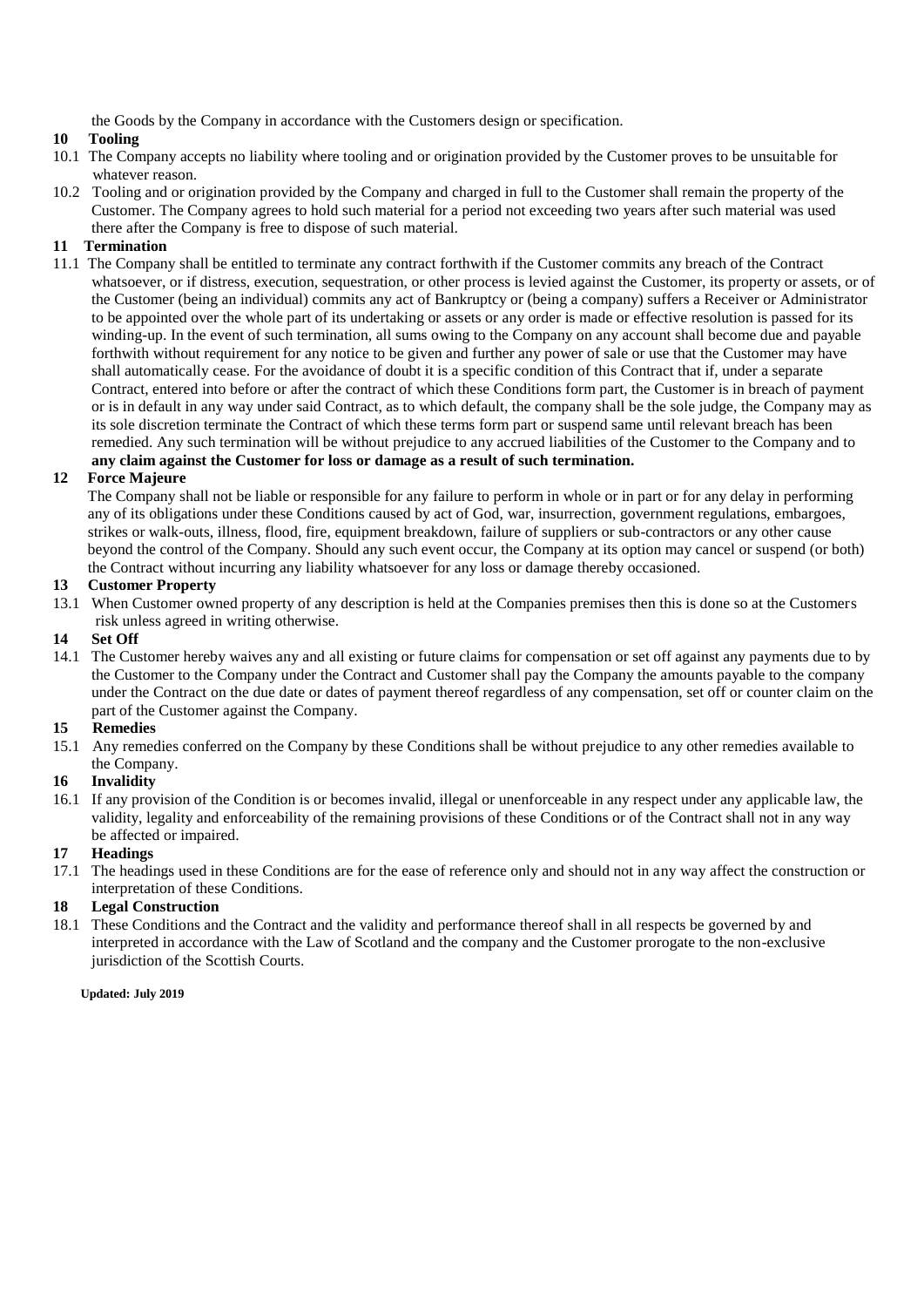the Goods by the Company in accordance with the Customers design or specification.

**10 Tooling**

10.1 The Company accepts no liability where tooling and or origination provided by the Customer proves to be unsuitable for whatever reason.

10.2 Tooling and or origination provided by the Company and charged in full to the Customer shall remain the property of the Customer. The Company agrees to hold such material for a period not exceeding two years after such material was used there after the Company is free to dispose of such material.

**11 Termination**

11.1 The Company shall be entitled to terminate any contract forthwith if the Customer commits any breach of the Contract whatsoever, or if distress, execution, sequestration, or other process is levied against the Customer, its property or assets, or of the Customer (being an individual) commits any act of Bankruptcy or (being a company) suffers a Receiver or Administrator to be appointed over the whole part of its undertaking or assets or any order is made or effective resolution is passed for its winding-up. In the event of such termination, all sums owing to the Company on any account shall become due and payable forthwith without requirement for any notice to be given and further any power of sale or use that the Customer may have shall automatically cease. For the avoidance of doubt it is a specific condition of this Contract that if, under a separate Contract, entered into before or after the contract of which these Conditions form part, the Customer is in breach of payment or is in default in any way under said Contract, as to which default, the company shall be the sole judge, the Company may as its sole discretion terminate the Contract of which these terms form part or suspend same until relevant breach has been remedied. Any such termination will be without prejudice to any accrued liabilities of the Customer to the Company and to **any claim against the Customer for loss or damage as a result of such termination.**

**12 Force Majeure**

The Company shall not be liable or responsible for any failure to perform in whole or in part or for any delay in performing any of its obligations under these Conditions caused by act of God, war, insurrection, government regulations, embargoes, strikes or walk-outs, illness, flood, fire, equipment breakdown, failure of suppliers or sub-contractors or any other cause beyond the control of the Company. Should any such event occur, the Company at its option may cancel or suspend (or both) the Contract without incurring any liability whatsoever for any loss or damage thereby occasioned.

**13 Customer Property**

13.1 When Customer owned property of any description is held at the Companies premises then this is done so at the Customers risk unless agreed in writing otherwise.

**14 Set Off**

14.1 The Customer hereby waives any and all existing or future claims for compensation or set off against any payments due to by the Customer to the Company under the Contract and Customer shall pay the Company the amounts payable to the company under the Contract on the due date or dates of payment thereof regardless of any compensation, set off or counter claim on the part of the Customer against the Company.

**15 Remedies**

15.1 Any remedies conferred on the Company by these Conditions shall be without prejudice to any other remedies available to the Company.

**16 Invalidity**

16.1 If any provision of the Condition is or becomes invalid, illegal or unenforceable in any respect under any applicable law, the validity, legality and enforceability of the remaining provisions of these Conditions or of the Contract shall not in any way be affected or impaired.

**17 Headings**

17.1 The headings used in these Conditions are for the ease of reference only and should not in any way affect the construction or interpretation of these Conditions.

**18 Legal Construction**

18.1 These Conditions and the Contract and the validity and performance thereof shall in all respects be governed by and interpreted in accordance with the Law of Scotland and the company and the Customer prorogate to the non-exclusive jurisdiction of the Scottish Courts.

**Updated: July 2019**